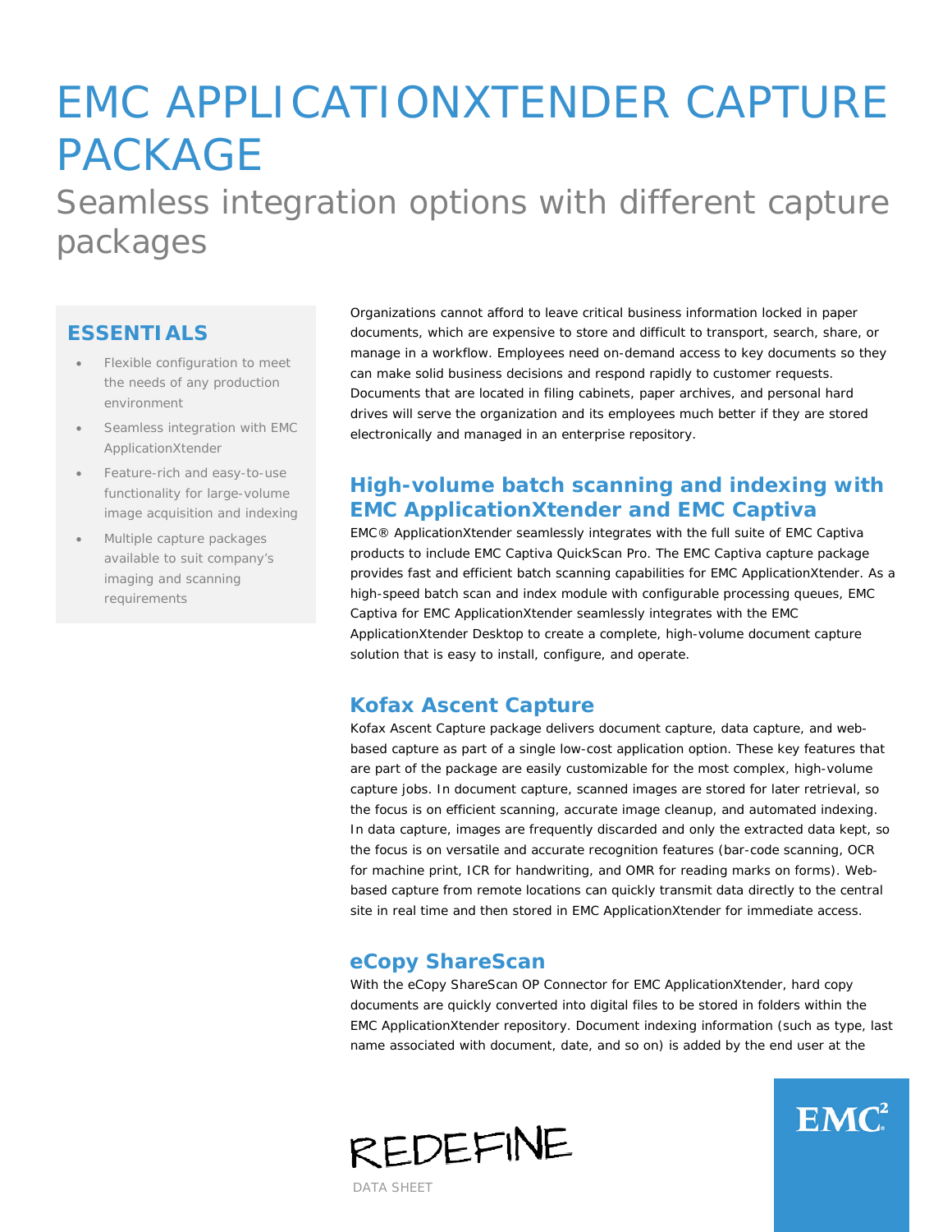# EMC APPLICATIONXTENDER CAPTURE PACKAGE

## Seamless integration options with different capture packages

### ESSENTIALS

- Flexible configuration to meet the needs of any production environment
- Seamless integration with EMC ApplicationXtender
- Feature-rich and easy-to-use functionality for large-volume image acquisition and indexing
- Multiple capture packages available to suit company's imaging and scanning requirements

Organizations cannot afford to leave critical business information locked in paper documents, which are expensive to store and difficult to transport, search, share, or manage in a workflow. Employees need on-demand access to key documents so they can make solid business decisions and respond rapidly to customer requests. Documents that are located in filing cabinets, paper archives, and personal hard drives will serve the organization and its employees much better if they are stored electronically and managed in an enterprise repository.

## High-volume batch scanning and indexing with EMC ApplicationXtender and EMC Captiva

EMC® ApplicationXtender seamlessly integrates with the full suite of EMC Captiva products to include EMC Captiva QuickScan Pro. The EMC Captiva capture package provides fast and efficient batch scanning capabilities for EMC ApplicationXtender. As a high-speed batch scan and index module with configurable processing queues, EMC Captiva for EMC ApplicationXtender seamlessly integrates with the EMC ApplicationXtender Desktop to create a complete, high-volume document capture solution that is easy to install, configure, and operate.

## Kofax Ascent Capture

Kofax Ascent Capture package delivers document capture, data capture, and web-based capture as part of a single low-cost application option. These key features that are part of the package are easily customizable for the most complex, high-volume capture jobs. In document capture, scanned images are stored for later retrieval, so the focus is on efficient scanning, accurate image cleanup, and automated indexing. In data capture, images are frequently discarded and only the extracted data kept, so the focus is on versatile and accurate recognition features (bar-code scanning, OCR for machine print, ICR for handwriting, and OMR for reading marks on forms). Web-based capture from remote locations can quickly transmit data directly to the central site in real time and then stored in EMC ApplicationXtender for immediate access.

## eCopy ShareScan

With the eCopy ShareScan OP Connector for EMC ApplicationXtender, hard copy documents are quickly converted into digital files to be stored in folders within the EMC ApplicationXtender repository. Document indexing information (such as type, last name associated with document, date, and so on) is added by the end user at the

REDEFINE

DATA SHEET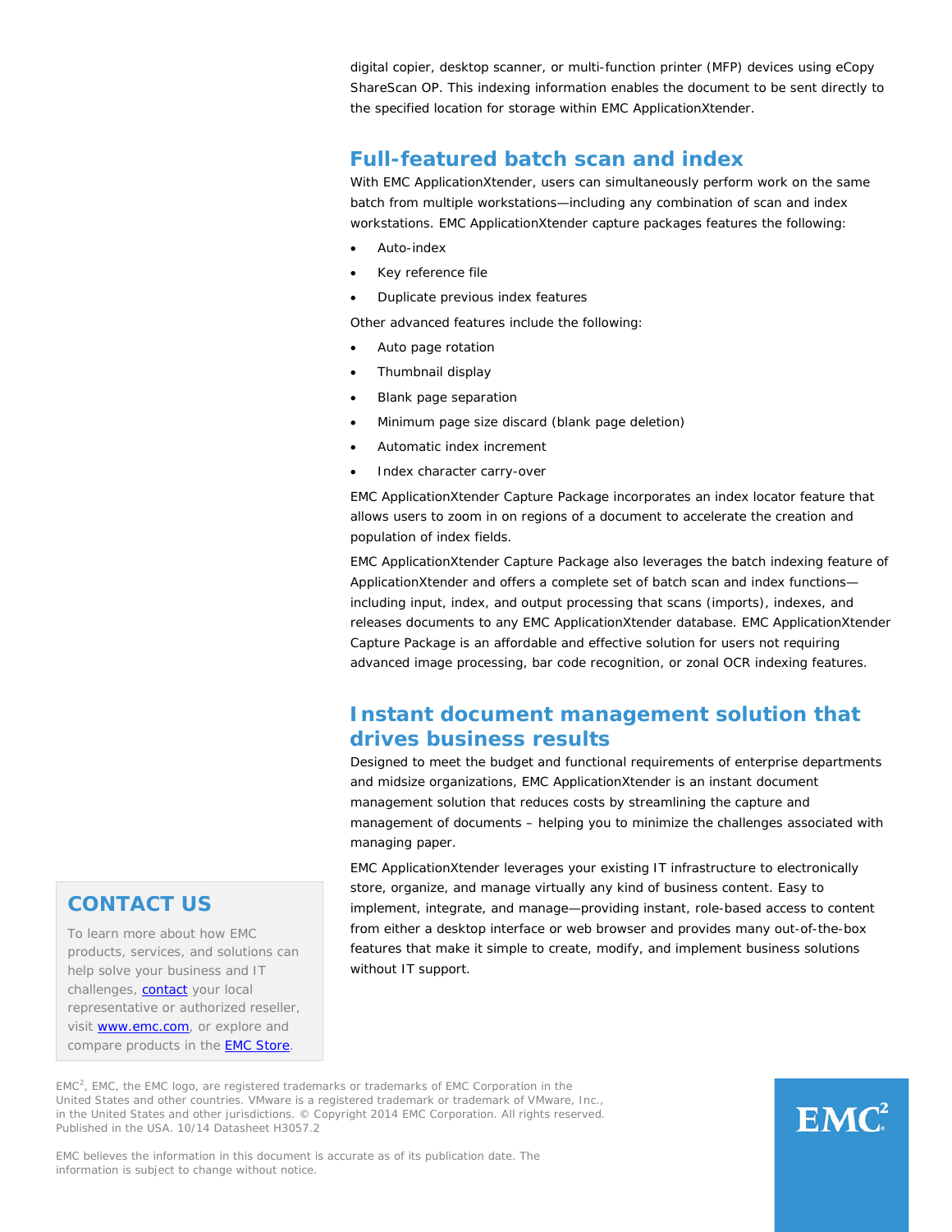digital copier, desktop scanner, or multi-function printer (MFP) devices using eCopy ShareScan OP. This indexing information enables the document to be sent directly to the specified location for storage within EMC ApplicationXtender.

## Full-featured batch scan and index

With EMC ApplicationXtender, users can simultaneously perform work on the same batch from multiple workstations—including any combination of scan and index workstations. EMC ApplicationXtender capture packages features the following:

- Auto-index
- Key reference file
- Duplicate previous index features

Other advanced features include the following:

- Auto page rotation
- Thumbnail display
- Blank page separation
- Minimum page size discard (blank page deletion)
- Automatic index increment
- Index character carry-over

EMC ApplicationXtender Capture Package incorporates an index locator feature that allows users to zoom in on regions of a document to accelerate the creation and population of index fields.

EMC ApplicationXtender Capture Package also leverages the batch indexing feature of ApplicationXtender and offers a complete set of batch scan and index functions—including input, index, and output processing that scans (imports), indexes, and releases documents to any EMC ApplicationXtender database. EMC ApplicationXtender Capture Package is an affordable and effective solution for users not requiring advanced image processing, bar code recognition, or zonal OCR indexing features.

## Instant document management solution that drives business results

Designed to meet the budget and functional requirements of enterprise departments and midsize organizations, EMC ApplicationXtender is an instant document management solution that reduces costs by streamlining the capture and management of documents – helping you to minimize the challenges associated with managing paper.

EMC ApplicationXtender leverages your existing IT infrastructure to electronically store, organize, and manage virtually any kind of business content. Easy to implement, integrate, and manage—providing instant, role-based access to content from either a desktop interface or web browser and provides many out-of-the-box features that make it simple to create, modify, and implement business solutions without IT support.

## CONTACT US

To learn more about how EMC products, services, and solutions can help solve your business and IT challenges, contact your local representative or authorized reseller, visit www.emc.com, or explore and compare products in the EMC Store.

EMC², EMC, the EMC logo, are registered trademarks or trademarks of EMC Corporation in the United States and other countries. VMware is a registered trademark or trademark of VMware, Inc., in the United States and other jurisdictions. © Copyright 2014 EMC Corporation. All rights reserved. Published in the USA. 10/14 Datasheet H3057.2

EMC believes the information in this document is accurate as of its publication date. The information is subject to change without notice.